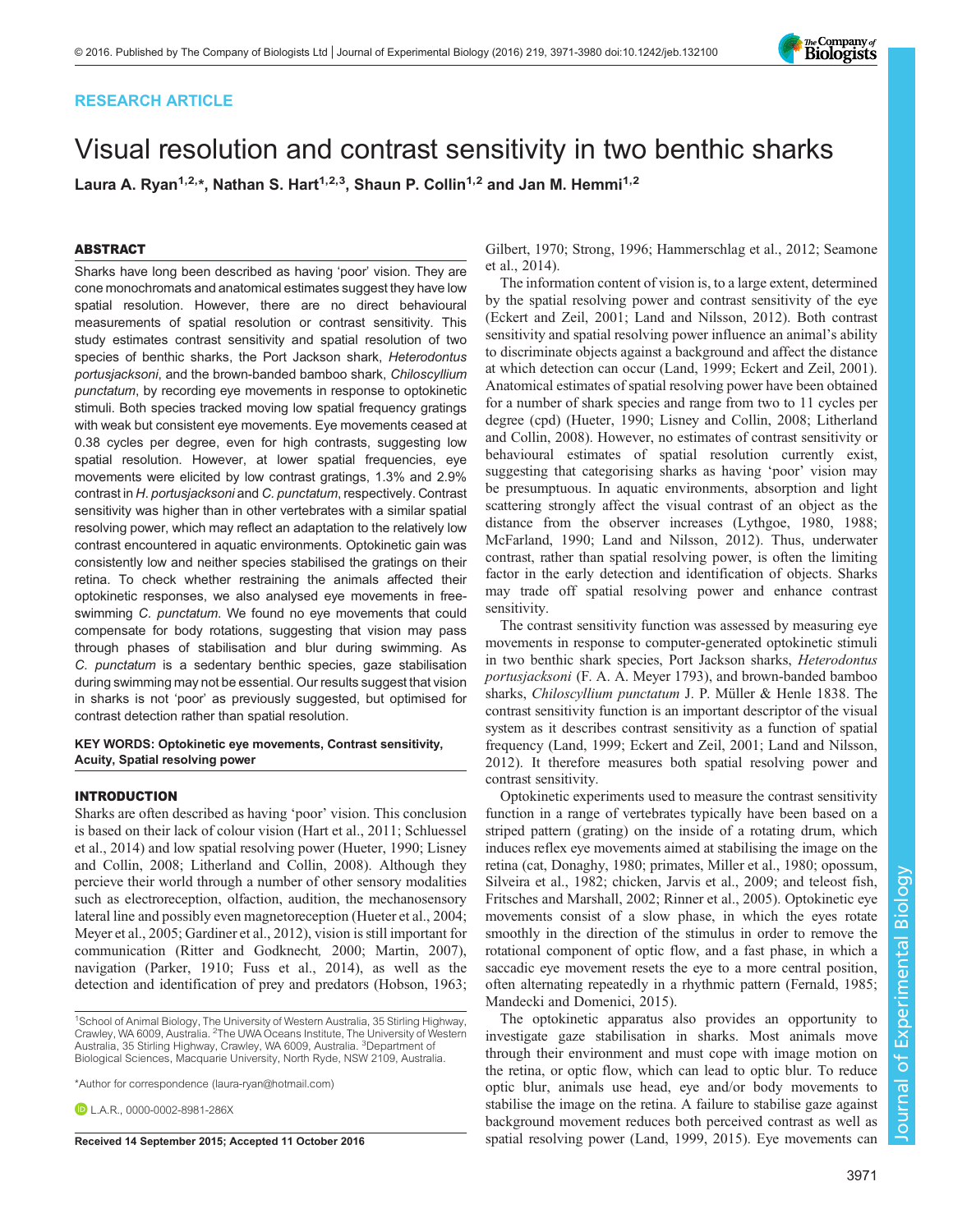RESEARCH ARTICLE

# Visual resolution and contrast sensitivity in two benthic sharks

**Laura A. Ryan[1,2,*], Nathan S. Hart[1,2,3], Shaun P. Collin[1,2] and Jan M. Hemmi[1,2]**

## ABSTRACT

Sharks have long been described as having 'poor' vision. They are cone monochromats and anatomical estimates suggest they have low spatial resolution. However, there are no direct behavioural measurements of spatial resolution or contrast sensitivity. This study estimates contrast sensitivity and spatial resolution of two species of benthic sharks, the Port Jackson shark, *Heterodontus portusjacksoni*, and the brown-banded bamboo shark, *Chiloscyllium punctatum*, by recording eye movements in response to optokinetic stimuli. Both species tracked moving low spatial frequency gratings with weak but consistent eye movements. Eye movements ceased at 0.38 cycles per degree, even for high contrasts, suggesting low spatial resolution. However, at lower spatial frequencies, eye movements were elicited by low contrast gratings, 1.3% and 2.9% contrast in *H. portusjacksoni* and *C. punctatum*, respectively. Contrast sensitivity was higher than in other vertebrates with a similar spatial resolving power, which may reflect an adaptation to the relatively low contrast encountered in aquatic environments. Optokinetic gain was consistently low and neither species stabilised the gratings on their retina. To check whether restraining the animals affected their optokinetic responses, we also analysed eye movements in free-swimming *C. punctatum*. We found no eye movements that could compensate for body rotations, suggesting that vision may pass through phases of stabilisation and blur during swimming. As *C. punctatum* is a sedentary benthic species, gaze stabilisation during swimming may not be essential. Our results suggest that vision in sharks is not 'poor' as previously suggested, but optimised for contrast detection rather than spatial resolution.

**KEY WORDS: Optokinetic eye movements, Contrast sensitivity, Acuity, Spatial resolving power**

## INTRODUCTION

Sharks are often described as having 'poor' vision. This conclusion is based on their lack of colour vision (Hart et al., 2011; Schluessel et al., 2014) and low spatial resolving power (Hueter, 1990; Lisney and Collin, 2008; Litherland and Collin, 2008). Although they percieve their world through a number of other sensory modalities such as electroreception, olfaction, audition, the mechanosensory lateral line and possibly even magnetoreception (Hueter et al., 2004; Meyer et al., 2005; Gardiner et al., 2012), vision is still important for communication (Ritter and Godknecht, 2000; Martin, 2007), navigation (Parker, 1910; Fuss et al., 2014), as well as the detection and identification of prey and predators (Hobson, 1963; Gilbert, 1970; Strong, 1996; Hammerschlag et al., 2012; Seamone et al., 2014).

The information content of vision is, to a large extent, determined by the spatial resolving power and contrast sensitivity of the eye (Eckert and Zeil, 2001; Land and Nilsson, 2012). Both contrast sensitivity and spatial resolving power influence an animal's ability to discriminate objects against a background and affect the distance at which detection can occur (Land, 1999; Eckert and Zeil, 2001). Anatomical estimates of spatial resolving power have been obtained for a number of shark species and range from two to 11 cycles per degree (cpd) (Hueter, 1990; Lisney and Collin, 2008; Litherland and Collin, 2008). However, no estimates of contrast sensitivity or behavioural estimates of spatial resolution currently exist, suggesting that categorising sharks as having 'poor' vision may be presumptuous. In aquatic environments, absorption and light scattering strongly affect the visual contrast of an object as the distance from the observer increases (Lythgoe, 1980, 1988; McFarland, 1990; Land and Nilsson, 2012). Thus, underwater contrast, rather than spatial resolving power, is often the limiting factor in the early detection and identification of objects. Sharks may trade off spatial resolving power and enhance contrast sensitivity.

The contrast sensitivity function was assessed by measuring eye movements in response to computer-generated optokinetic stimuli in two benthic shark species, Port Jackson sharks, *Heterodontus portusjacksoni* (F. A. A. Meyer 1793), and brown-banded bamboo sharks, *Chiloscyllium punctatum* J. P. Müller & Henle 1838. The contrast sensitivity function is an important descriptor of the visual system as it describes contrast sensitivity as a function of spatial frequency (Land, 1999; Eckert and Zeil, 2001; Land and Nilsson, 2012). It therefore measures both spatial resolving power and contrast sensitivity.

Optokinetic experiments used to measure the contrast sensitivity function in a range of vertebrates typically have been based on a striped pattern (grating) on the inside of a rotating drum, which induces reflex eye movements aimed at stabilising the image on the retina (cat, Donaghy, 1980; primates, Miller et al., 1980; opossum, Silveira et al., 1982; chicken, Jarvis et al., 2009; and teleost fish, Fritsches and Marshall, 2002; Rinner et al., 2005). Optokinetic eye movements consist of a slow phase, in which the eyes rotate smoothly in the direction of the stimulus in order to remove the rotational component of optic flow, and a fast phase, in which a saccadic eye movement resets the eye to a more central position, often alternating repeatedly in a rhythmic pattern (Fernald, 1985; Mandecki and Domenici, 2015).

The optokinetic apparatus also provides an opportunity to investigate gaze stabilisation in sharks. Most animals move through their environment and must cope with image motion on the retina, or optic flow, which can lead to optic blur. To reduce optic blur, animals use head, eye and/or body movements to stabilise the image on the retina. A failure to stabilise gaze against background movement reduces both perceived contrast as well as spatial resolving power (Land, 1999, 2015). Eye movements can

[1]School of Animal Biology, The University of Western Australia, 35 Stirling Highway, Crawley, WA 6009, Australia. [2]The UWA Oceans Institute, The University of Western Australia, 35 Stirling Highway, Crawley, WA 6009, Australia. [3]Department of Biological Sciences, Macquarie University, North Ryde, NSW 2109, Australia.

*Author for correspondence (laura-ryan@hotmail.com)

L.A.R., 0000-0002-8981-286X

Received 14 September 2015; Accepted 11 October 2016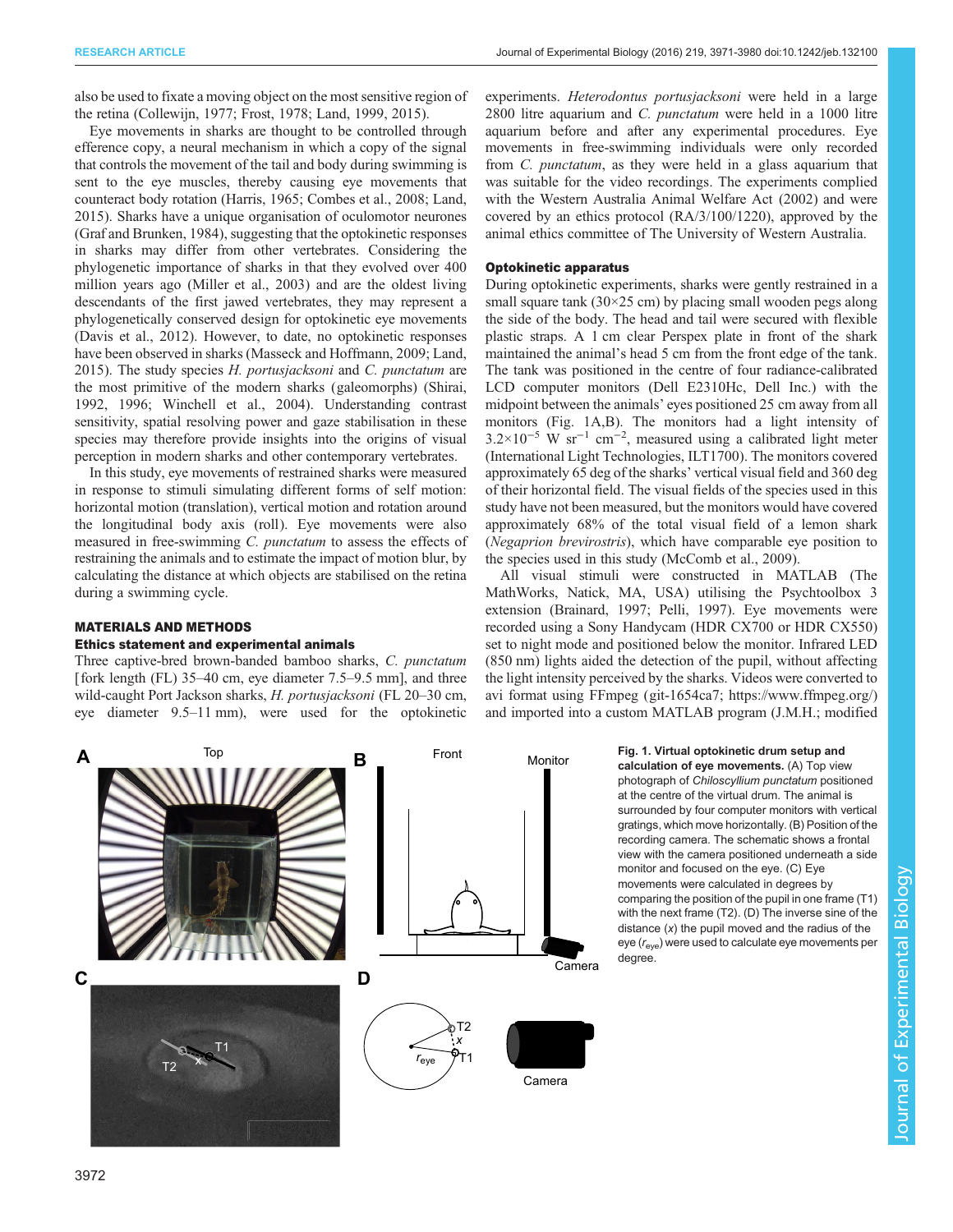also be used to fixate a moving object on the most sensitive region of the retina (Collewijn, 1977; Frost, 1978; Land, 1999, 2015).

Eye movements in sharks are thought to be controlled through efference copy, a neural mechanism in which a copy of the signal that controls the movement of the tail and body during swimming is sent to the eye muscles, thereby causing eye movements that counteract body rotation (Harris, 1965; Combes et al., 2008; Land, 2015). Sharks have a unique organisation of oculomotor neurones (Graf and Brunken, 1984), suggesting that the optokinetic responses in sharks may differ from other vertebrates. Considering the phylogenetic importance of sharks in that they evolved over 400 million years ago (Miller et al., 2003) and are the oldest living descendants of the first jawed vertebrates, they may represent a phylogenetically conserved design for optokinetic eye movements (Davis et al., 2012). However, to date, no optokinetic responses have been observed in sharks (Masseck and Hoffmann, 2009; Land, 2015). The study species *H. portusjacksoni* and *C. punctatum* are the most primitive of the modern sharks (galeomorphs) (Shirai, 1992, 1996; Winchell et al., 2004). Understanding contrast sensitivity, spatial resolving power and gaze stabilisation in these species may therefore provide insights into the origins of visual perception in modern sharks and other contemporary vertebrates.

In this study, eye movements of restrained sharks were measured in response to stimuli simulating different forms of self motion: horizontal motion (translation), vertical motion and rotation around the longitudinal body axis (roll). Eye movements were also measured in free-swimming *C. punctatum* to assess the effects of restraining the animals and to estimate the impact of motion blur, by calculating the distance at which objects are stabilised on the retina during a swimming cycle.

## MATERIALS AND METHODS

### Ethics statement and experimental animals

Three captive-bred brown-banded bamboo sharks, *C. punctatum* [fork length (FL) 35–40 cm, eye diameter 7.5–9.5 mm], and three wild-caught Port Jackson sharks, *H. portusjacksoni* (FL 20–30 cm, eye diameter 9.5–11 mm), were used for the optokinetic experiments. *Heterodontus portusjacksoni* were held in a large 2800 litre aquarium and *C. punctatum* were held in a 1000 litre aquarium before and after any experimental procedures. Eye movements in free-swimming individuals were only recorded from *C. punctatum*, as they were held in a glass aquarium that was suitable for the video recordings. The experiments complied with the Western Australia Animal Welfare Act (2002) and were covered by an ethics protocol (RA/3/100/1220), approved by the animal ethics committee of The University of Western Australia.

### Optokinetic apparatus

During optokinetic experiments, sharks were gently restrained in a small square tank (30×25 cm) by placing small wooden pegs along the side of the body. The head and tail were secured with flexible plastic straps. A 1 cm clear Perspex plate in front of the shark maintained the animal's head 5 cm from the front edge of the tank. The tank was positioned in the centre of four radiance-calibrated LCD computer monitors (Dell E2310Hc, Dell Inc.) with the midpoint between the animals' eyes positioned 25 cm away from all monitors (Fig. 1A,B). The monitors had a light intensity of $3.2\times10^{-5}$ W sr$^{-1}$ cm$^{-2}$, measured using a calibrated light meter (International Light Technologies, ILT1700). The monitors covered approximately 65 deg of the sharks' vertical visual field and 360 deg of their horizontal field. The visual fields of the species used in this study have not been measured, but the monitors would have covered approximately 68% of the total visual field of a lemon shark (*Negaprion brevirostris*), which have comparable eye position to the species used in this study (McComb et al., 2009).

All visual stimuli were constructed in MATLAB (The MathWorks, Natick, MA, USA) utilising the Psychtoolbox 3 extension (Brainard, 1997; Pelli, 1997). Eye movements were recorded using a Sony Handycam (HDR CX700 or HDR CX550) set to night mode and positioned below the monitor. Infrared LED (850 nm) lights aided the detection of the pupil, without affecting the light intensity perceived by the sharks. Videos were converted to avi format using FFmpeg (git-1654ca7; https://www.ffmpeg.org/) and imported into a custom MATLAB program (J.M.H.; modified

A
Top

B
Front
Monitor
Camera

C
T1
T2
x

D
T2
x
T1
$r_{eye}$
Camera

**Fig. 1. Virtual optokinetic drum setup and calculation of eye movements.** (A) Top view photograph of *Chiloscyllium punctatum* positioned at the centre of the virtual drum. The animal is surrounded by four computer monitors with vertical gratings, which move horizontally. (B) Position of the recording camera. The schematic shows a frontal view with the camera positioned underneath a side monitor and focused on the eye. (C) Eye movements were calculated in degrees by comparing the position of the pupil in one frame (T1) with the next frame (T2). (D) The inverse sine of the distance ($x$) the pupil moved and the radius of the eye ($r_{eye}$) were used to calculate eye movements per degree.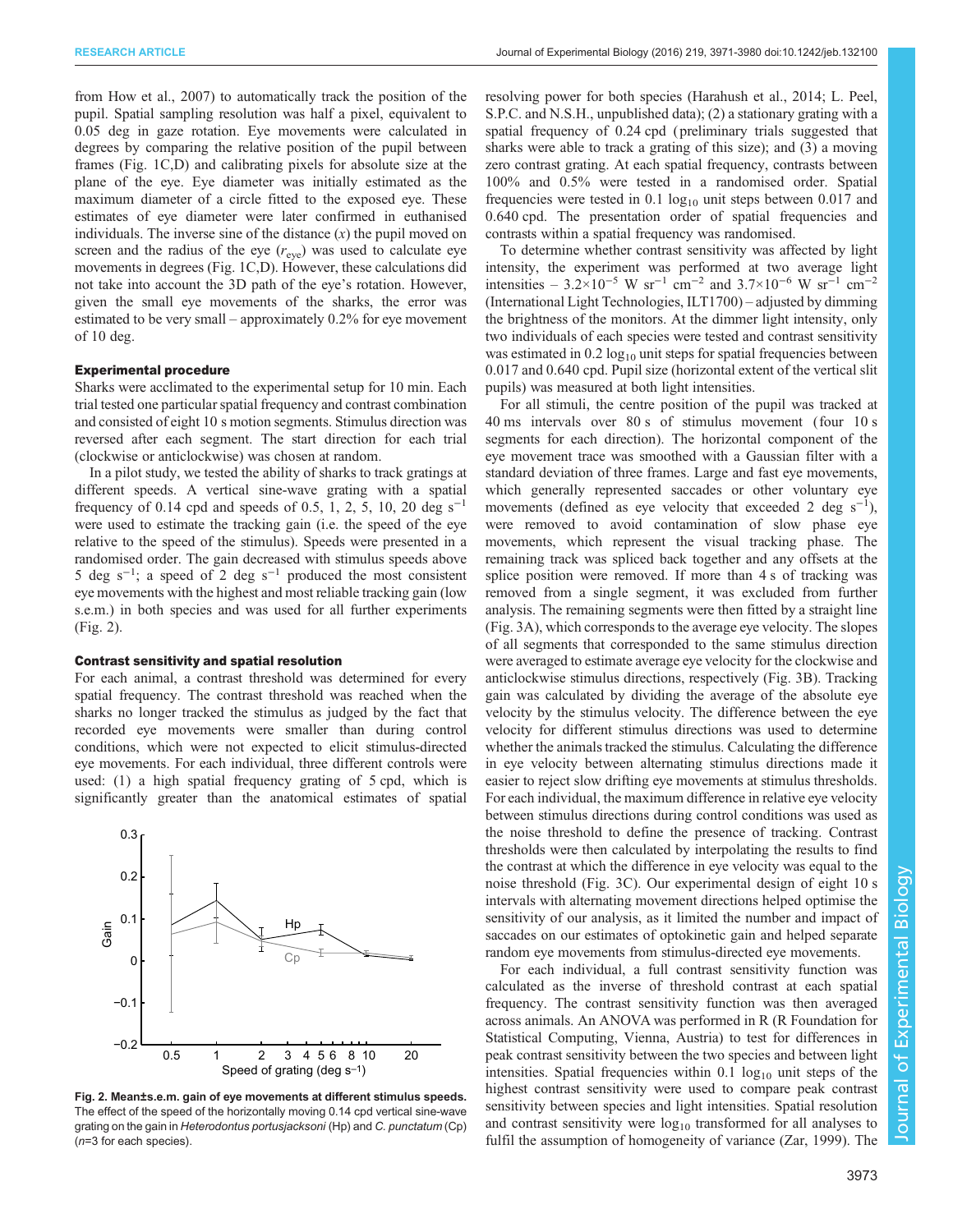from How et al., 2007) to automatically track the position of the pupil. Spatial sampling resolution was half a pixel, equivalent to 0.05 deg in gaze rotation. Eye movements were calculated in degrees by comparing the relative position of the pupil between frames (Fig. 1C,D) and calibrating pixels for absolute size at the plane of the eye. Eye diameter was initially estimated as the maximum diameter of a circle fitted to the exposed eye. These estimates of eye diameter were later confirmed in euthanised individuals. The inverse sine of the distance ($x$) the pupil moved on screen and the radius of the eye ($r_{eye}$) was used to calculate eye movements in degrees (Fig. 1C,D). However, these calculations did not take into account the 3D path of the eye's rotation. However, given the small eye movements of the sharks, the error was estimated to be very small – approximately 0.2% for eye movement of 10 deg.

### Experimental procedure

Sharks were acclimated to the experimental setup for 10 min. Each trial tested one particular spatial frequency and contrast combination and consisted of eight 10 s motion segments. Stimulus direction was reversed after each segment. The start direction for each trial (clockwise or anticlockwise) was chosen at random.

In a pilot study, we tested the ability of sharks to track gratings at different speeds. A vertical sine-wave grating with a spatial frequency of 0.14 cpd and speeds of 0.5, 1, 2, 5, 10, 20 deg $s^{-1}$ were used to estimate the tracking gain (i.e. the speed of the eye relative to the speed of the stimulus). Speeds were presented in a randomised order. The gain decreased with stimulus speeds above 5 deg $s^{-1}$; a speed of 2 deg $s^{-1}$ produced the most consistent eye movements with the highest and most reliable tracking gain (low s.e.m.) in both species and was used for all further experiments (Fig. 2).

### Contrast sensitivity and spatial resolution

For each animal, a contrast threshold was determined for every spatial frequency. The contrast threshold was reached when the sharks no longer tracked the stimulus as judged by the fact that recorded eye movements were smaller than during control conditions, which were not expected to elicit stimulus-directed eye movements. For each individual, three different controls were used: (1) a high spatial frequency grating of 5 cpd, which is significantly greater than the anatomical estimates of spatial resolving power for both species (Harahush et al., 2014; L. Peel, S.P.C. and N.S.H., unpublished data); (2) a stationary grating with a spatial frequency of 0.24 cpd (preliminary trials suggested that sharks were able to track a grating of this size); and (3) a moving zero contrast grating. At each spatial frequency, contrasts between 100% and 0.5% were tested in a randomised order. Spatial frequencies were tested in 0.1 $\log_{10}$ unit steps between 0.017 and 0.640 cpd. The presentation order of spatial frequencies and contrasts within a spatial frequency was randomised.

0.3
0.2
0.1
0
−0.1
−0.2
Gain
Hp
Cp
0.5
1
2
3
4
5
6
8
10
20
Speed of grating (deg s–1)

**Fig. 2. Mean±s.e.m. gain of eye movements at different stimulus speeds.** The effect of the speed of the horizontally moving 0.14 cpd vertical sine-wave grating on the gain in *Heterodontus portusjacksoni* (Hp) and *C. punctatum* (Cp) ($n$=3 for each species).

To determine whether contrast sensitivity was affected by light intensity, the experiment was performed at two average light intensities – $3.2\times10^{-5}$ W $sr^{-1}$ $cm^{-2}$ and $3.7\times10^{-6}$ W $sr^{-1}$ $cm^{-2}$ (International Light Technologies, ILT1700) – adjusted by dimming the brightness of the monitors. At the dimmer light intensity, only two individuals of each species were tested and contrast sensitivity was estimated in 0.2 $\log_{10}$ unit steps for spatial frequencies between 0.017 and 0.640 cpd. Pupil size (horizontal extent of the vertical slit pupils) was measured at both light intensities.

For all stimuli, the centre position of the pupil was tracked at 40 ms intervals over 80 s of stimulus movement (four 10 s segments for each direction). The horizontal component of the eye movement trace was smoothed with a Gaussian filter with a standard deviation of three frames. Large and fast eye movements, which generally represented saccades or other voluntary eye movements (defined as eye velocity that exceeded 2 deg $s^{-1}$), were removed to avoid contamination of slow phase eye movements, which represent the visual tracking phase. The remaining track was spliced back together and any offsets at the splice position were removed. If more than 4 s of tracking was removed from a single segment, it was excluded from further analysis. The remaining segments were then fitted by a straight line (Fig. 3A), which corresponds to the average eye velocity. The slopes of all segments that corresponded to the same stimulus direction were averaged to estimate average eye velocity for the clockwise and anticlockwise stimulus directions, respectively (Fig. 3B). Tracking gain was calculated by dividing the average of the absolute eye velocity by the stimulus velocity. The difference between the eye velocity for different stimulus directions was used to determine whether the animals tracked the stimulus. Calculating the difference in eye velocity between alternating stimulus directions made it easier to reject slow drifting eye movements at stimulus thresholds. For each individual, the maximum difference in relative eye velocity between stimulus directions during control conditions was used as the noise threshold to define the presence of tracking. Contrast thresholds were then calculated by interpolating the results to find the contrast at which the difference in eye velocity was equal to the noise threshold (Fig. 3C). Our experimental design of eight 10 s intervals with alternating movement directions helped optimise the sensitivity of our analysis, as it limited the number and impact of saccades on our estimates of optokinetic gain and helped separate random eye movements from stimulus-directed eye movements.

For each individual, a full contrast sensitivity function was calculated as the inverse of threshold contrast at each spatial frequency. The contrast sensitivity function was then averaged across animals. An ANOVA was performed in R (R Foundation for Statistical Computing, Vienna, Austria) to test for differences in peak contrast sensitivity between the two species and between light intensities. Spatial frequencies within 0.1 $\log_{10}$ unit steps of the highest contrast sensitivity were used to compare peak contrast sensitivity between species and light intensities. Spatial resolution and contrast sensitivity were $\log_{10}$ transformed for all analyses to fulfil the assumption of homogeneity of variance (Zar, 1999). The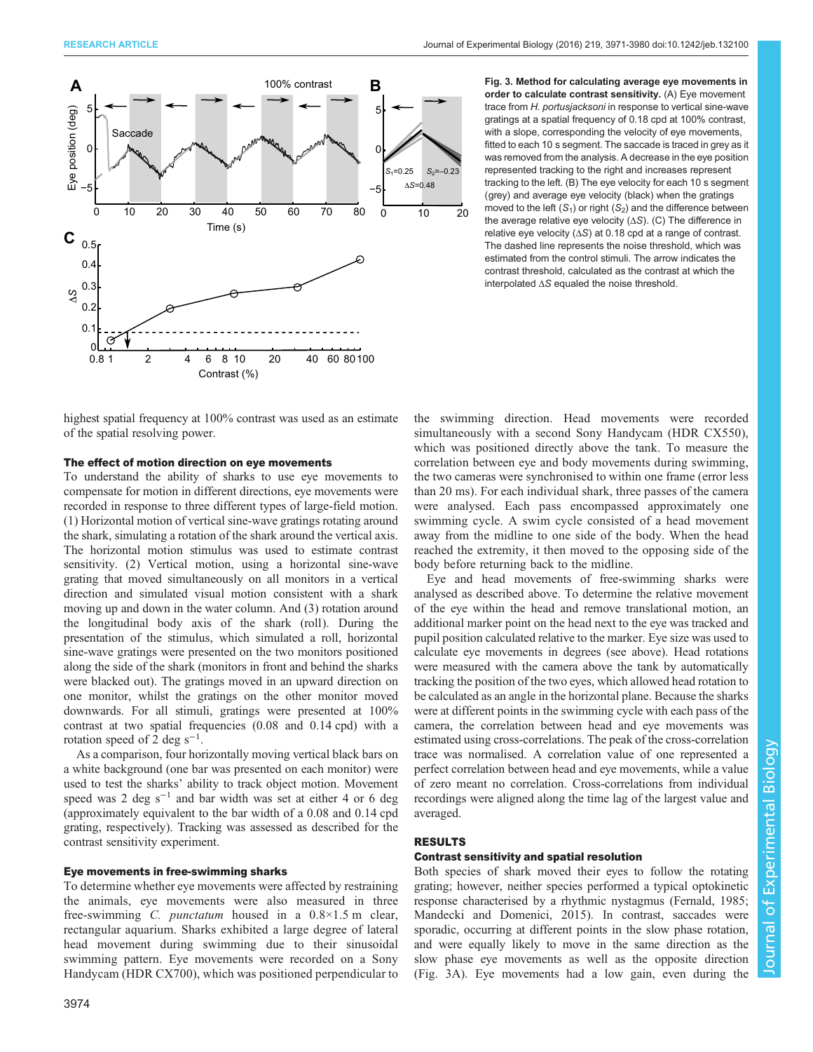**Fig. 3. Method for calculating average eye movements in order to calculate contrast sensitivity.** (A) Eye movement trace from *H. portusjacksoni* in response to vertical sine-wave gratings at a spatial frequency of 0.18 cpd at 100% contrast, with a slope, corresponding the velocity of eye movements, fitted to each 10 s segment. The saccade is traced in grey as it was removed from the analysis. A decrease in the eye position represented tracking to the right and increases represent tracking to the left. (B) The eye velocity for each 10 s segment (grey) and average eye velocity (black) when the gratings moved to the left ($S_1$) or right ($S_2$) and the difference between the average relative eye velocity ($\Delta S$). (C) The difference in relative eye velocity ($\Delta S$) at 0.18 cpd at a range of contrast. The dashed line represents the noise threshold, which was estimated from the control stimuli. The arrow indicates the contrast threshold, calculated as the contrast at which the interpolated $\Delta S$ equaled the noise threshold.

highest spatial frequency at 100% contrast was used as an estimate of the spatial resolving power.

### The effect of motion direction on eye movements

To understand the ability of sharks to use eye movements to compensate for motion in different directions, eye movements were recorded in response to three different types of large-field motion. (1) Horizontal motion of vertical sine-wave gratings rotating around the shark, simulating a rotation of the shark around the vertical axis. The horizontal motion stimulus was used to estimate contrast sensitivity. (2) Vertical motion, using a horizontal sine-wave grating that moved simultaneously on all monitors in a vertical direction and simulated visual motion consistent with a shark moving up and down in the water column. And (3) rotation around the longitudinal body axis of the shark (roll). During the presentation of the stimulus, which simulated a roll, horizontal sine-wave gratings were presented on the two monitors positioned along the side of the shark (monitors in front and behind the sharks were blacked out). The gratings moved in an upward direction on one monitor, whilst the gratings on the other monitor moved downwards. For all stimuli, gratings were presented at 100% contrast at two spatial frequencies (0.08 and 0.14 cpd) with a rotation speed of 2 deg s$^{-1}$.

As a comparison, four horizontally moving vertical black bars on a white background (one bar was presented on each monitor) were used to test the sharks' ability to track object motion. Movement speed was 2 deg s$^{-1}$ and bar width was set at either 4 or 6 deg (approximately equivalent to the bar width of a 0.08 and 0.14 cpd grating, respectively). Tracking was assessed as described for the contrast sensitivity experiment.

### Eye movements in free-swimming sharks

To determine whether eye movements were affected by restraining the animals, eye movements were also measured in three free-swimming *C. punctatum* housed in a 0.8×1.5 m clear, rectangular aquarium. Sharks exhibited a large degree of lateral head movement during swimming due to their sinusoidal swimming pattern. Eye movements were recorded on a Sony Handycam (HDR CX700), which was positioned perpendicular to the swimming direction. Head movements were recorded simultaneously with a second Sony Handycam (HDR CX550), which was positioned directly above the tank. To measure the correlation between eye and body movements during swimming, the two cameras were synchronised to within one frame (error less than 20 ms). For each individual shark, three passes of the camera were analysed. Each pass encompassed approximately one swimming cycle. A swim cycle consisted of a head movement away from the midline to one side of the body. When the head reached the extremity, it then moved to the opposing side of the body before returning back to the midline.

Eye and head movements of free-swimming sharks were analysed as described above. To determine the relative movement of the eye within the head and remove translational motion, an additional marker point on the head next to the eye was tracked and pupil position calculated relative to the marker. Eye size was used to calculate eye movements in degrees (see above). Head rotations were measured with the camera above the tank by automatically tracking the position of the two eyes, which allowed head rotation to be calculated as an angle in the horizontal plane. Because the sharks were at different points in the swimming cycle with each pass of the camera, the correlation between head and eye movements was estimated using cross-correlations. The peak of the cross-correlation trace was normalised. A correlation value of one represented a perfect correlation between head and eye movements, while a value of zero meant no correlation. Cross-correlations from individual recordings were aligned along the time lag of the largest value and averaged.

## RESULTS

### Contrast sensitivity and spatial resolution

Both species of shark moved their eyes to follow the rotating grating; however, neither species performed a typical optokinetic response characterised by a rhythmic nystagmus (Fernald, 1985; Mandecki and Domenici, 2015). In contrast, saccades were sporadic, occurring at different points in the slow phase rotation, and were equally likely to move in the same direction as the slow phase eye movements as well as the opposite direction (Fig. 3A). Eye movements had a low gain, even during the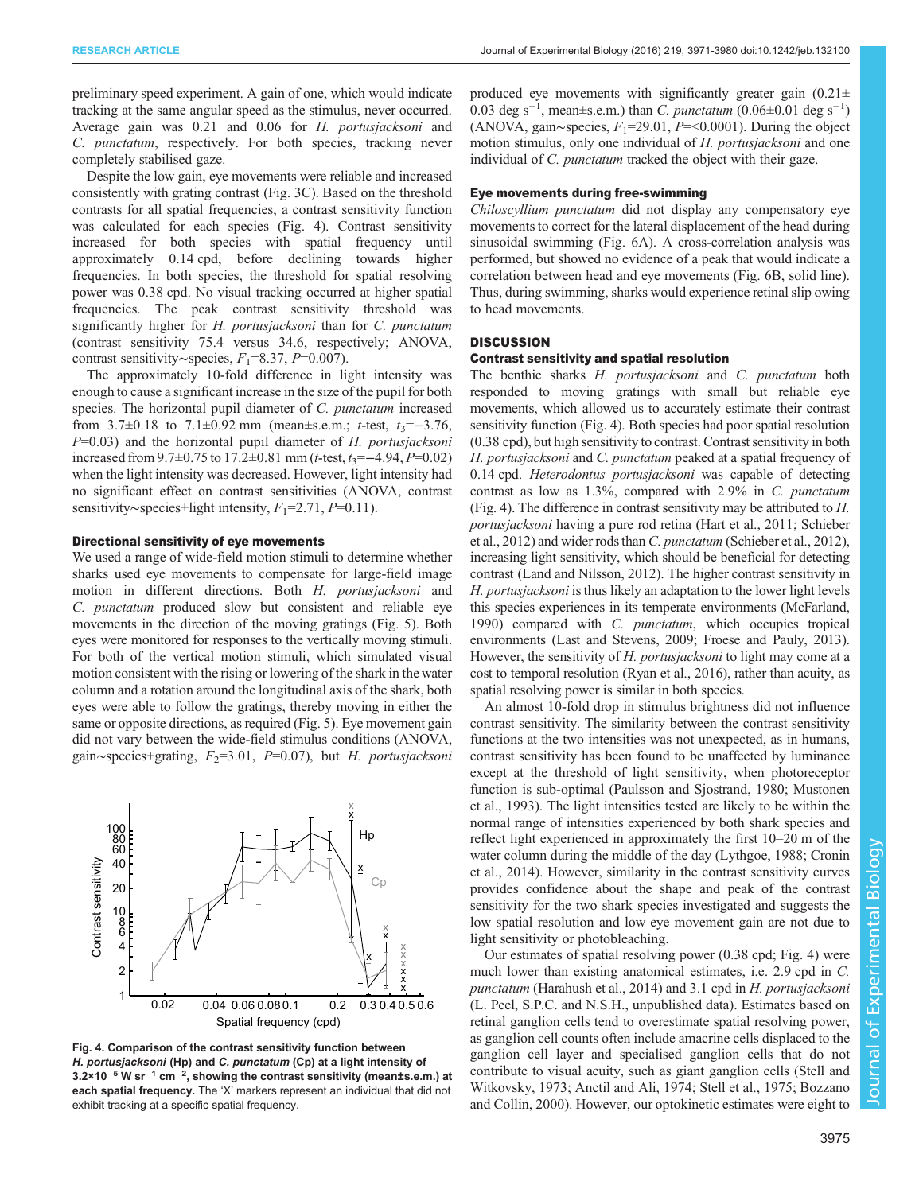preliminary speed experiment. A gain of one, which would indicate tracking at the same angular speed as the stimulus, never occurred. Average gain was 0.21 and 0.06 for *H. portusjacksoni* and *C. punctatum*, respectively. For both species, tracking never completely stabilised gaze.

Despite the low gain, eye movements were reliable and increased consistently with grating contrast (Fig. 3C). Based on the threshold contrasts for all spatial frequencies, a contrast sensitivity function was calculated for each species (Fig. 4). Contrast sensitivity increased for both species with spatial frequency until approximately 0.14 cpd, before declining towards higher frequencies. In both species, the threshold for spatial resolving power was 0.38 cpd. No visual tracking occurred at higher spatial frequencies. The peak contrast sensitivity threshold was significantly higher for *H. portusjacksoni* than for *C. punctatum* (contrast sensitivity 75.4 versus 34.6, respectively; ANOVA, contrast sensitivity∼species, $F_1$=8.37, $P$=0.007).

The approximately 10-fold difference in light intensity was enough to cause a significant increase in the size of the pupil for both species. The horizontal pupil diameter of *C. punctatum* increased from 3.7±0.18 to 7.1±0.92 mm (mean±s.e.m.; *t*-test, $t_3$=−3.76, $P$=0.03) and the horizontal pupil diameter of *H. portusjacksoni* increased from 9.7±0.75 to 17.2±0.81 mm (*t*-test, $t_3$=−4.94, $P$=0.02) when the light intensity was decreased. However, light intensity had no significant effect on contrast sensitivities (ANOVA, contrast sensitivity∼species+light intensity, $F_1$=2.71, $P$=0.11).

### Directional sensitivity of eye movements

We used a range of wide-field motion stimuli to determine whether sharks used eye movements to compensate for large-field image motion in different directions. Both *H. portusjacksoni* and *C. punctatum* produced slow but consistent and reliable eye movements in the direction of the moving gratings (Fig. 5). Both eyes were monitored for responses to the vertically moving stimuli. For both of the vertical motion stimuli, which simulated visual motion consistent with the rising or lowering of the shark in the water column and a rotation around the longitudinal axis of the shark, both eyes were able to follow the gratings, thereby moving in either the same or opposite directions, as required (Fig. 5). Eye movement gain did not vary between the wide-field stimulus conditions (ANOVA, gain∼species+grating, $F_2$=3.01, $P$=0.07), but *H. portusjacksoni*

Contrast sensitivity
100
80
60
40
20
10
8
6
4
2
1
0.02
0.04 0.06 0.08 0.1
0.2
0.3 0.4 0.5 0.6
Spatial frequency (cpd)
Hp
Cp
x

**Fig. 4. Comparison of the contrast sensitivity function between *H. portusjacksoni* (Hp) and *C. punctatum* (Cp) at a light intensity of $3.2{\times}10^{-5}$ W sr$^{-1}$ cm$^{-2}$, showing the contrast sensitivity (mean±s.e.m.) at each spatial frequency.** The 'X' markers represent an individual that did not exhibit tracking at a specific spatial frequency.

produced eye movements with significantly greater gain (0.21± 0.03 deg s$^{-1}$, mean±s.e.m.) than *C. punctatum* (0.06±0.01 deg s$^{-1}$) (ANOVA, gain∼species, $F_1$=29.01, $P$=<0.0001). During the object motion stimulus, only one individual of *H. portusjacksoni* and one individual of *C. punctatum* tracked the object with their gaze.

### Eye movements during free-swimming

*Chiloscyllium punctatum* did not display any compensatory eye movements to correct for the lateral displacement of the head during sinusoidal swimming (Fig. 6A). A cross-correlation analysis was performed, but showed no evidence of a peak that would indicate a correlation between head and eye movements (Fig. 6B, solid line). Thus, during swimming, sharks would experience retinal slip owing to head movements.

## DISCUSSION

### Contrast sensitivity and spatial resolution

The benthic sharks *H. portusjacksoni* and *C. punctatum* both responded to moving gratings with small but reliable eye movements, which allowed us to accurately estimate their contrast sensitivity function (Fig. 4). Both species had poor spatial resolution (0.38 cpd), but high sensitivity to contrast. Contrast sensitivity in both *H. portusjacksoni* and *C. punctatum* peaked at a spatial frequency of 0.14 cpd. *Heterodontus portusjacksoni* was capable of detecting contrast as low as 1.3%, compared with 2.9% in *C. punctatum* (Fig. 4). The difference in contrast sensitivity may be attributed to *H. portusjacksoni* having a pure rod retina (Hart et al., 2011; Schieber et al., 2012) and wider rods than *C. punctatum* (Schieber et al., 2012), increasing light sensitivity, which should be beneficial for detecting contrast (Land and Nilsson, 2012). The higher contrast sensitivity in *H. portusjacksoni* is thus likely an adaptation to the lower light levels this species experiences in its temperate environments (McFarland, 1990) compared with *C. punctatum*, which occupies tropical environments (Last and Stevens, 2009; Froese and Pauly, 2013). However, the sensitivity of *H. portusjacksoni* to light may come at a cost to temporal resolution (Ryan et al., 2016), rather than acuity, as spatial resolving power is similar in both species.

An almost 10-fold drop in stimulus brightness did not influence contrast sensitivity. The similarity between the contrast sensitivity functions at the two intensities was not unexpected, as in humans, contrast sensitivity has been found to be unaffected by luminance except at the threshold of light sensitivity, when photoreceptor function is sub-optimal (Paulsson and Sjostrand, 1980; Mustonen et al., 1993). The light intensities tested are likely to be within the normal range of intensities experienced by both shark species and reflect light experienced in approximately the first 10–20 m of the water column during the middle of the day (Lythgoe, 1988; Cronin et al., 2014). However, similarity in the contrast sensitivity curves provides confidence about the shape and peak of the contrast sensitivity for the two shark species investigated and suggests the low spatial resolution and low eye movement gain are not due to light sensitivity or photobleaching.

Our estimates of spatial resolving power (0.38 cpd; Fig. 4) were much lower than existing anatomical estimates, i.e. 2.9 cpd in *C. punctatum* (Harahush et al., 2014) and 3.1 cpd in *H. portusjacksoni* (L. Peel, S.P.C. and N.S.H., unpublished data). Estimates based on retinal ganglion cells tend to overestimate spatial resolving power, as ganglion cell counts often include amacrine cells displaced to the ganglion cell layer and specialised ganglion cells that do not contribute to visual acuity, such as giant ganglion cells (Stell and Witkovsky, 1973; Anctil and Ali, 1974; Stell et al., 1975; Bozzano and Collin, 2000). However, our optokinetic estimates were eight to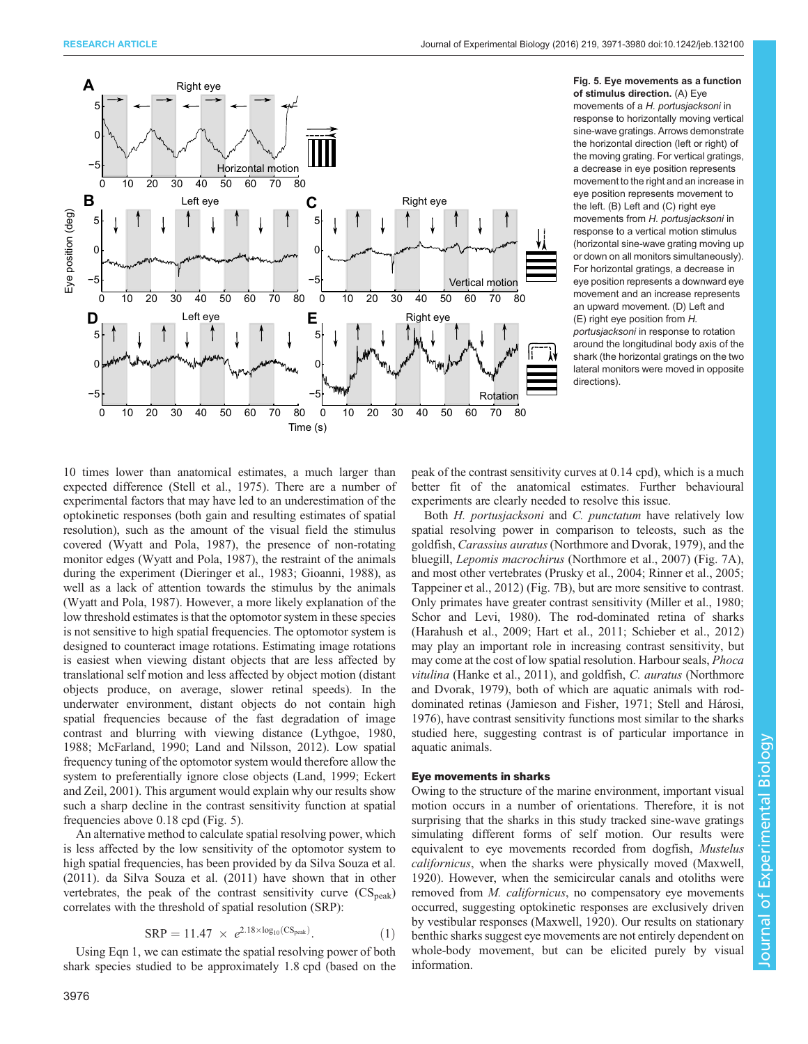A
Right eye
Horizontal motion
5
0
−5
0 10 20 30 40 50 60 70 80

B
Left eye
5
0
−5
0 10 20 30 40 50 60 70 80

C
Right eye
Vertical motion
5
0
−5
0 10 20 30 40 50 60 70 80

D
Left eye
5
0
−5
0 10 20 30 40 50 60 70 80

E
Right eye
Rotation
5
0
−5
0 10 20 30 40 50 60 70 80

Eye position (deg)
Time (s)

**Fig. 5. Eye movements as a function of stimulus direction.** (A) Eye movements of a *H. portusjacksoni* in response to horizontally moving vertical sine-wave gratings. Arrows demonstrate the horizontal direction (left or right) of the moving grating. For vertical gratings, a decrease in eye position represents movement to the right and an increase in eye position represents movement to the left. (B) Left and (C) right eye movements from *H. portusjacksoni* in response to a vertical motion stimulus (horizontal sine-wave grating moving up or down on all monitors simultaneously). For horizontal gratings, a decrease in eye position represents a downward eye movement and an increase represents an upward movement. (D) Left and (E) right eye position from *H. portusjacksoni* in response to rotation around the longitudinal body axis of the shark (the horizontal gratings on the two lateral monitors were moved in opposite directions).

10 times lower than anatomical estimates, a much larger than expected difference (Stell et al., 1975). There are a number of experimental factors that may have led to an underestimation of the optokinetic responses (both gain and resulting estimates of spatial resolution), such as the amount of the visual field the stimulus covered (Wyatt and Pola, 1987), the presence of non-rotating monitor edges (Wyatt and Pola, 1987), the restraint of the animals during the experiment (Dieringer et al., 1983; Gioanni, 1988), as well as a lack of attention towards the stimulus by the animals (Wyatt and Pola, 1987). However, a more likely explanation of the low threshold estimates is that the optomotor system in these species is not sensitive to high spatial frequencies. The optomotor system is designed to counteract image rotations. Estimating image rotations is easiest when viewing distant objects that are less affected by translational self motion and less affected by object motion (distant objects produce, on average, slower retinal speeds). In the underwater environment, distant objects do not contain high spatial frequencies because of the fast degradation of image contrast and blurring with viewing distance (Lythgoe, 1980, 1988; McFarland, 1990; Land and Nilsson, 2012). Low spatial frequency tuning of the optomotor system would therefore allow the system to preferentially ignore close objects (Land, 1999; Eckert and Zeil, 2001). This argument would explain why our results show such a sharp decline in the contrast sensitivity function at spatial frequencies above 0.18 cpd (Fig. 5).

An alternative method to calculate spatial resolving power, which is less affected by the low sensitivity of the optomotor system to high spatial frequencies, has been provided by da Silva Souza et al. (2011). da Silva Souza et al. (2011) have shown that in other vertebrates, the peak of the contrast sensitivity curve ($CS_{peak}$) correlates with the threshold of spatial resolution (SRP):

$$\mathrm{SRP} = 11.47 \times e^{2.18 \times \log_{10}(\mathrm{CS_{peak}})}. \tag{1}$$

Using Eqn 1, we can estimate the spatial resolving power of both shark species studied to be approximately 1.8 cpd (based on the peak of the contrast sensitivity curves at 0.14 cpd), which is a much better fit of the anatomical estimates. Further behavioural experiments are clearly needed to resolve this issue.

Both *H. portusjacksoni* and *C. punctatum* have relatively low spatial resolving power in comparison to teleosts, such as the goldfish, *Carassius auratus* (Northmore and Dvorak, 1979), and the bluegill, *Lepomis macrochirus* (Northmore et al., 2007) (Fig. 7A), and most other vertebrates (Prusky et al., 2004; Rinner et al., 2005; Tappeiner et al., 2012) (Fig. 7B), but are more sensitive to contrast. Only primates have greater contrast sensitivity (Miller et al., 1980; Schor and Levi, 1980). The rod-dominated retina of sharks (Harahush et al., 2009; Hart et al., 2011; Schieber et al., 2012) may play an important role in increasing contrast sensitivity, but may come at the cost of low spatial resolution. Harbour seals, *Phoca vitulina* (Hanke et al., 2011), and goldfish, *C. auratus* (Northmore and Dvorak, 1979), both of which are aquatic animals with rod-dominated retinas (Jamieson and Fisher, 1971; Stell and Hárosi, 1976), have contrast sensitivity functions most similar to the sharks studied here, suggesting contrast is of particular importance in aquatic animals.

## Eye movements in sharks

Owing to the structure of the marine environment, important visual motion occurs in a number of orientations. Therefore, it is not surprising that the sharks in this study tracked sine-wave gratings simulating different forms of self motion. Our results were equivalent to eye movements recorded from dogfish, *Mustelus californicus*, when the sharks were physically moved (Maxwell, 1920). However, when the semicircular canals and otoliths were removed from *M. californicus*, no compensatory eye movements occurred, suggesting optokinetic responses are exclusively driven by vestibular responses (Maxwell, 1920). Our results on stationary benthic sharks suggest eye movements are not entirely dependent on whole-body movement, but can be elicited purely by visual information.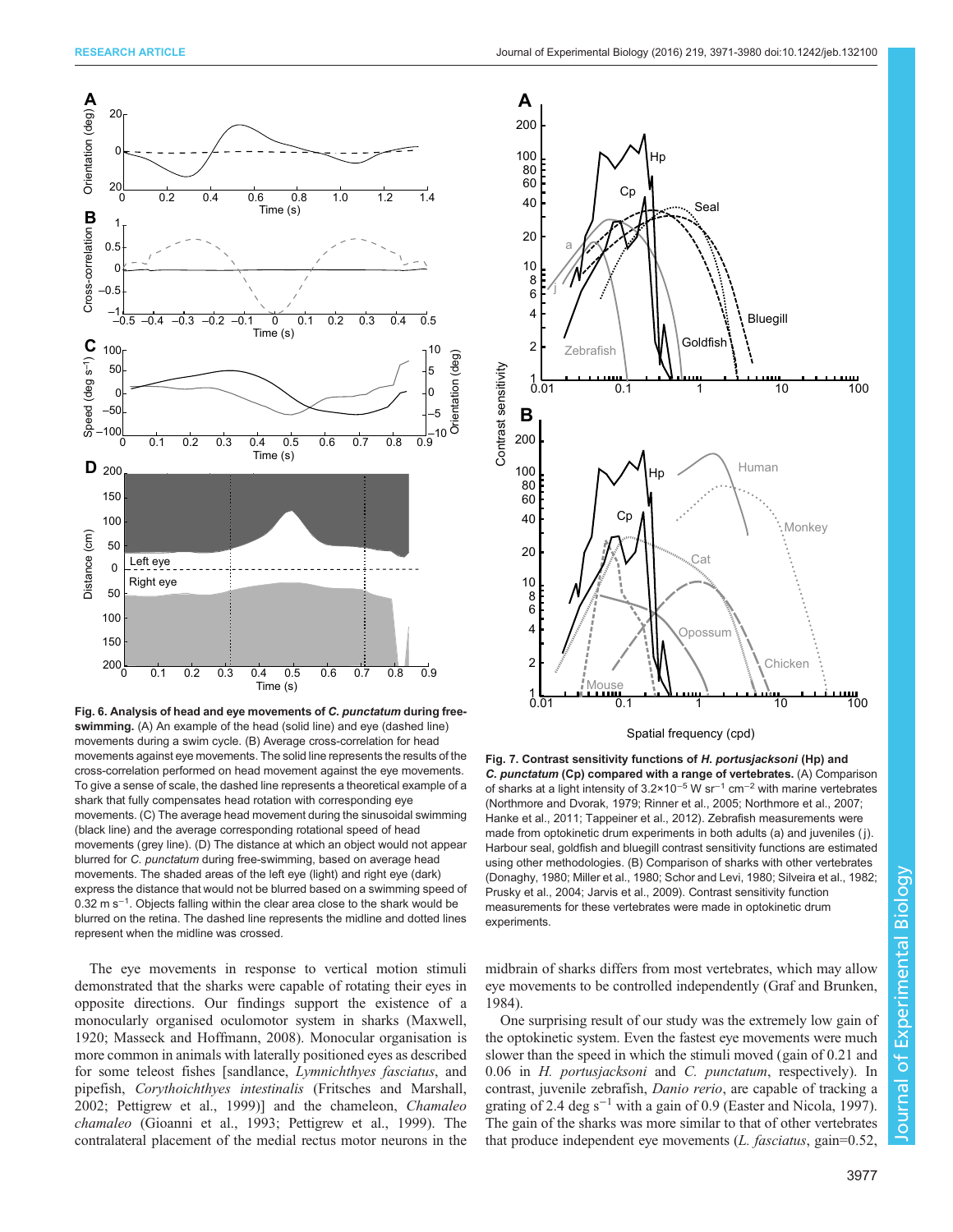A
20
0
20
0 0.2 0.4 0.6 0.8 1.0 1.2 1.4
Orientation (deg)
Time (s)

B
1
0.5
0
–0.5
–1
–0.5 –0.4 –0.3 –0.2 –0.1 0 0.1 0.2 0.3 0.4 0.5
Cross-correlation
Time (s)

C
100
50
0
–50
–100
0 0.1 0.2 0.3 0.4 0.5 0.6 0.7 0.8 0.9
Speed (deg s$^{-1}$)
Orientation (deg)
10
5
0
–5
–10
Time (s)

D
200
150
100
50
0
50
100
150
200
Left eye
Right eye
Distance (cm)
0 0.1 0.2 0.3 0.4 0.5 0.6 0.7 0.8 0.9
Time (s)

**Fig. 6. Analysis of head and eye movements of *C. punctatum* during free-swimming.** (A) An example of the head (solid line) and eye (dashed line) movements during a swim cycle. (B) Average cross-correlation for head movements against eye movements. The solid line represents the results of the cross-correlation performed on head movement against the eye movements. To give a sense of scale, the dashed line represents a theoretical example of a shark that fully compensates head rotation with corresponding eye movements. (C) The average head movement during the sinusoidal swimming (black line) and the average corresponding rotational speed of head movements (grey line). (D) The distance at which an object would not appear blurred for *C. punctatum* during free-swimming, based on average head movements. The shaded areas of the left eye (light) and right eye (dark) express the distance that would not be blurred based on a swimming speed of 0.32 m s$^{-1}$. Objects falling within the clear area close to the shark would be blurred on the retina. The dashed line represents the midline and dotted lines represent when the midline was crossed.

A
200
100
80
60
40
20
10
8
6
4
2
1
0.01 0.1 1 10 100
Hp
Cp
Seal
a
j
Bluegill
Goldfish
Zebrafish

B
200
100
80
60
40
20
10
8
6
4
2
1
0.01 0.1 1 10 100
Hp
Cp
Human
Monkey
Cat
Opossum
Chicken
Mouse

Contrast sensitivity
Spatial frequency (cpd)

**Fig. 7. Contrast sensitivity functions of *H. portusjacksoni* (Hp) and *C. punctatum* (Cp) compared with a range of vertebrates.** (A) Comparison of sharks at a light intensity of $3.2\times10^{-5}$ W sr$^{-1}$ cm$^{-2}$ with marine vertebrates (Northmore and Dvorak, 1979; Rinner et al., 2005; Northmore et al., 2007; Hanke et al., 2011; Tappeiner et al., 2012). Zebrafish measurements were made from optokinetic drum experiments in both adults (a) and juveniles (j). Harbour seal, goldfish and bluegill contrast sensitivity functions are estimated using other methodologies. (B) Comparison of sharks with other vertebrates (Donaghy, 1980; Miller et al., 1980; Schor and Levi, 1980; Silveira et al., 1982; Prusky et al., 2004; Jarvis et al., 2009). Contrast sensitivity function measurements for these vertebrates were made in optokinetic drum experiments.

The eye movements in response to vertical motion stimuli demonstrated that the sharks were capable of rotating their eyes in opposite directions. Our findings support the existence of a monocularly organised oculomotor system in sharks (Maxwell, 1920; Masseck and Hoffmann, 2008). Monocular organisation is more common in animals with laterally positioned eyes as described for some teleost fishes [sandlance, *Lymnichthyes fasciatus*, and pipefish, *Corythoichthyes intestinalis* (Fritsches and Marshall, 2002; Pettigrew et al., 1999)] and the chameleon, *Chamaleo chamaleo* (Gioanni et al., 1993; Pettigrew et al., 1999). The contralateral placement of the medial rectus motor neurons in the midbrain of sharks differs from most vertebrates, which may allow eye movements to be controlled independently (Graf and Brunken, 1984).

One surprising result of our study was the extremely low gain of the optokinetic system. Even the fastest eye movements were much slower than the speed in which the stimuli moved (gain of 0.21 and 0.06 in *H. portusjacksoni* and *C. punctatum*, respectively). In contrast, juvenile zebrafish, *Danio rerio*, are capable of tracking a grating of 2.4 deg s$^{-1}$ with a gain of 0.9 (Easter and Nicola, 1997). The gain of the sharks was more similar to that of other vertebrates that produce independent eye movements (*L. fasciatus*, gain=0.52,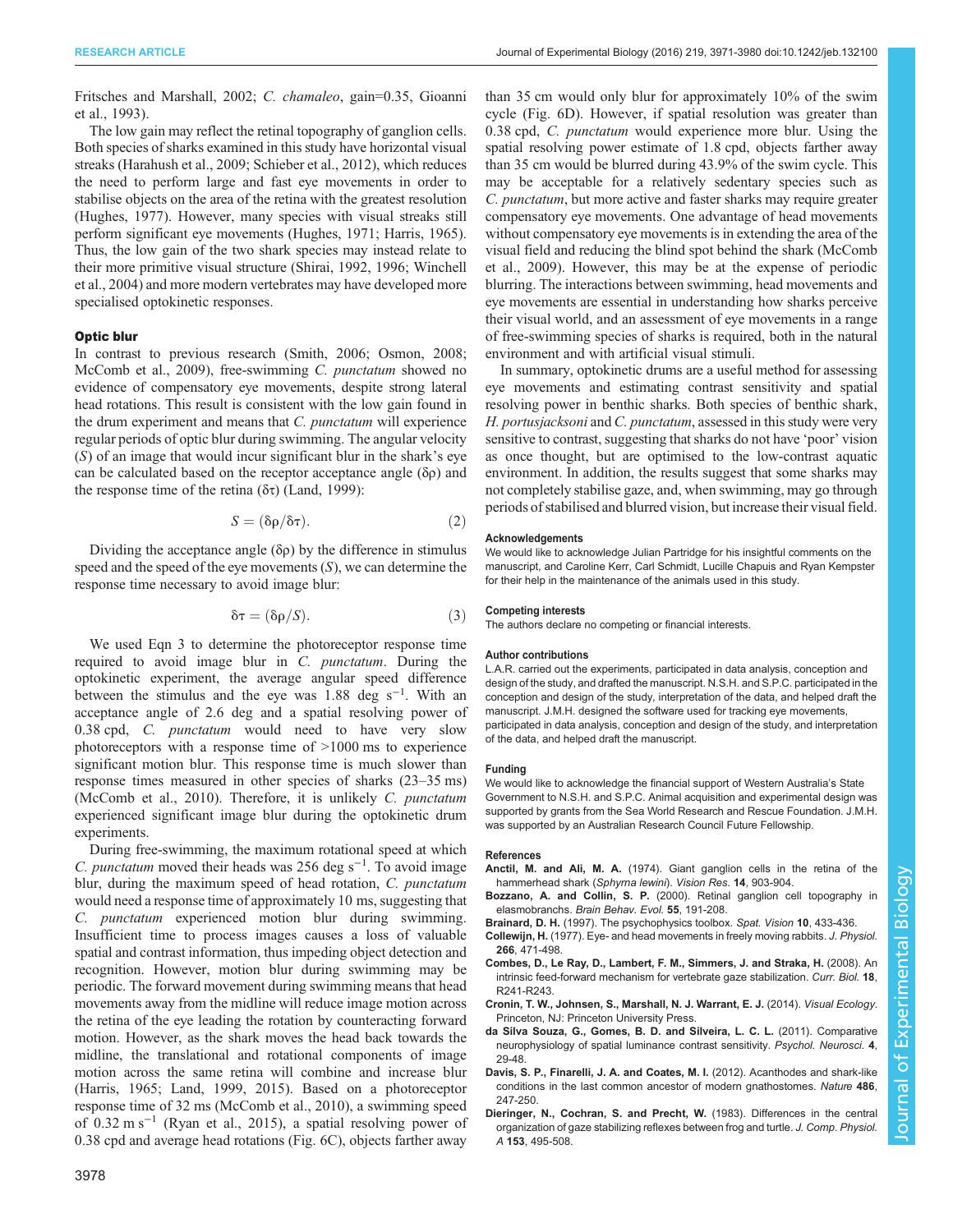Fritsches and Marshall, 2002; *C. chamaleo*, gain=0.35, Gioanni et al., 1993).

The low gain may reflect the retinal topography of ganglion cells. Both species of sharks examined in this study have horizontal visual streaks (Harahush et al., 2009; Schieber et al., 2012), which reduces the need to perform large and fast eye movements in order to stabilise objects on the area of the retina with the greatest resolution (Hughes, 1977). However, many species with visual streaks still perform significant eye movements (Hughes, 1971; Harris, 1965). Thus, the low gain of the two shark species may instead relate to their more primitive visual structure (Shirai, 1992, 1996; Winchell et al., 2004) and more modern vertebrates may have developed more specialised optokinetic responses.

### Optic blur

In contrast to previous research (Smith, 2006; Osmon, 2008; McComb et al., 2009), free-swimming *C. punctatum* showed no evidence of compensatory eye movements, despite strong lateral head rotations. This result is consistent with the low gain found in the drum experiment and means that *C. punctatum* will experience regular periods of optic blur during swimming. The angular velocity ($S$) of an image that would incur significant blur in the shark's eye can be calculated based on the receptor acceptance angle ($\delta\rho$) and the response time of the retina ($\delta\tau$) (Land, 1999):

$$S = (\delta\rho/\delta\tau). \quad (2)$$

Dividing the acceptance angle ($\delta\rho$) by the difference in stimulus speed and the speed of the eye movements ($S$), we can determine the response time necessary to avoid image blur:

$$\delta\tau = (\delta\rho/S). \quad (3)$$

We used Eqn 3 to determine the photoreceptor response time required to avoid image blur in *C. punctatum*. During the optokinetic experiment, the average angular speed difference between the stimulus and the eye was 1.88 deg $s^{-1}$. With an acceptance angle of 2.6 deg and a spatial resolving power of 0.38 cpd, *C. punctatum* would need to have very slow photoreceptors with a response time of >1000 ms to experience significant motion blur. This response time is much slower than response times measured in other species of sharks (23–35 ms) (McComb et al., 2010). Therefore, it is unlikely *C. punctatum* experienced significant image blur during the optokinetic drum experiments.

During free-swimming, the maximum rotational speed at which *C. punctatum* moved their heads was 256 deg $s^{-1}$. To avoid image blur, during the maximum speed of head rotation, *C. punctatum* would need a response time of approximately 10 ms, suggesting that *C. punctatum* experienced motion blur during swimming. Insufficient time to process images causes a loss of valuable spatial and contrast information, thus impeding object detection and recognition. However, motion blur during swimming may be periodic. The forward movement during swimming means that head movements away from the midline will reduce image motion across the retina of the eye leading the rotation by counteracting forward motion. However, as the shark moves the head back towards the midline, the translational and rotational components of image motion across the same retina will combine and increase blur (Harris, 1965; Land, 1999, 2015). Based on a photoreceptor response time of 32 ms (McComb et al., 2010), a swimming speed of 0.32 m $s^{-1}$ (Ryan et al., 2015), a spatial resolving power of 0.38 cpd and average head rotations (Fig. 6C), objects farther away than 35 cm would only blur for approximately 10% of the swim cycle (Fig. 6D). However, if spatial resolution was greater than 0.38 cpd, *C. punctatum* would experience more blur. Using the spatial resolving power estimate of 1.8 cpd, objects farther away than 35 cm would be blurred during 43.9% of the swim cycle. This may be acceptable for a relatively sedentary species such as *C. punctatum*, but more active and faster sharks may require greater compensatory eye movements. One advantage of head movements without compensatory eye movements is in extending the area of the visual field and reducing the blind spot behind the shark (McComb et al., 2009). However, this may be at the expense of periodic blurring. The interactions between swimming, head movements and eye movements are essential in understanding how sharks perceive their visual world, and an assessment of eye movements in a range of free-swimming species of sharks is required, both in the natural environment and with artificial visual stimuli.

In summary, optokinetic drums are a useful method for assessing eye movements and estimating contrast sensitivity and spatial resolving power in benthic sharks. Both species of benthic shark, *H. portusjacksoni* and *C. punctatum*, assessed in this study were very sensitive to contrast, suggesting that sharks do not have 'poor' vision as once thought, but are optimised to the low-contrast aquatic environment. In addition, the results suggest that some sharks may not completely stabilise gaze, and, when swimming, may go through periods of stabilised and blurred vision, but increase their visual field.

#### Acknowledgements

We would like to acknowledge Julian Partridge for his insightful comments on the manuscript, and Caroline Kerr, Carl Schmidt, Lucille Chapuis and Ryan Kempster for their help in the maintenance of the animals used in this study.

#### Competing interests

The authors declare no competing or financial interests.

#### Author contributions

L.A.R. carried out the experiments, participated in data analysis, conception and design of the study, and drafted the manuscript. N.S.H. and S.P.C. participated in the conception and design of the study, interpretation of the data, and helped draft the manuscript. J.M.H. designed the software used for tracking eye movements, participated in data analysis, conception and design of the study, and interpretation of the data, and helped draft the manuscript.

#### Funding

We would like to acknowledge the financial support of Western Australia's State Government to N.S.H. and S.P.C. Animal acquisition and experimental design was supported by grants from the Sea World Research and Rescue Foundation. J.M.H. was supported by an Australian Research Council Future Fellowship.

#### References

**Anctil, M. and Ali, M. A.** (1974). Giant ganglion cells in the retina of the hammerhead shark (*Sphyrna lewini*). *Vision Res.* **14**, 903-904.

**Bozzano, A. and Collin, S. P.** (2000). Retinal ganglion cell topography in elasmobranchs. *Brain Behav. Evol.* **55**, 191-208.

**Brainard, D. H.** (1997). The psychophysics toolbox. *Spat. Vision* **10**, 433-436.

**Collewijn, H.** (1977). Eye- and head movements in freely moving rabbits. *J. Physiol.* **266**, 471-498.

**Combes, D., Le Ray, D., Lambert, F. M., Simmers, J. and Straka, H.** (2008). An intrinsic feed-forward mechanism for vertebrate gaze stabilization. *Curr. Biol.* **18**, R241-R243.

**Cronin, T. W., Johnsen, S., Marshall, N. J. Warrant, E. J.** (2014). *Visual Ecology*. Princeton, NJ: Princeton University Press.

**da Silva Souza, G., Gomes, B. D. and Silveira, L. C. L.** (2011). Comparative neurophysiology of spatial luminance contrast sensitivity. *Psychol. Neurosci.* **4**, 29-48.

**Davis, S. P., Finarelli, J. A. and Coates, M. I.** (2012). Acanthodes and shark-like conditions in the last common ancestor of modern gnathostomes. *Nature* **486**, 247-250.

**Dieringer, N., Cochran, S. and Precht, W.** (1983). Differences in the central organization of gaze stabilizing reflexes between frog and turtle. *J. Comp. Physiol. A* **153**, 495-508.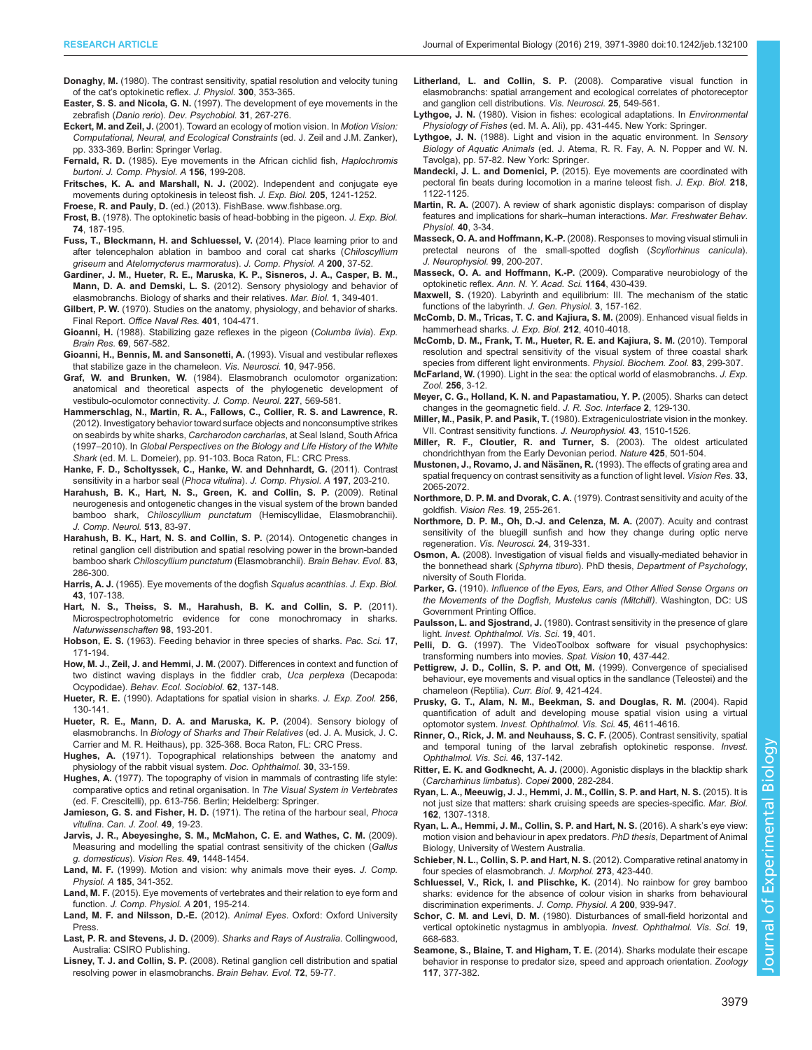**Donaghy, M.** (1980). The contrast sensitivity, spatial resolution and velocity tuning of the cat's optokinetic reflex. *J. Physiol.* **300**, 353-365.

**Easter, S. S. and Nicola, G. N.** (1997). The development of eye movements in the zebrafish (*Danio rerio*). *Dev. Psychobiol.* **31**, 267-276.

**Eckert, M. and Zeil, J.** (2001). Toward an ecology of motion vision. In *Motion Vision: Computational, Neural, and Ecological Constraints* (ed. J. Zeil and J.M. Zanker), pp. 333-369. Berlin: Springer Verlag.

**Fernald, R. D.** (1985). Eye movements in the African cichlid fish, *Haplochromis burtoni*. *J. Comp. Physiol. A* **156**, 199-208.

**Fritsches, K. A. and Marshall, N. J.** (2002). Independent and conjugate eye movements during optokinesis in teleost fish. *J. Exp. Biol.* **205**, 1241-1252.

**Froese, R. and Pauly, D.** (ed.) (2013). FishBase. www.fishbase.org.

**Frost, B.** (1978). The optokinetic basis of head-bobbing in the pigeon. *J. Exp. Biol.* **74**, 187-195.

**Fuss, T., Bleckmann, H. and Schluessel, V.** (2014). Place learning prior to and after telencephalon ablation in bamboo and coral cat sharks (*Chiloscyllium griseum* and *Atelomycterus marmoratus*). *J. Comp. Physiol. A* **200**, 37-52.

**Gardiner, J. M., Hueter, R. E., Maruska, K. P., Sisneros, J. A., Casper, B. M., Mann, D. A. and Demski, L. S.** (2012). Sensory physiology and behavior of elasmobranchs. Biology of sharks and their relatives. *Mar. Biol.* **1**, 349-401.

**Gilbert, P. W.** (1970). Studies on the anatomy, physiology, and behavior of sharks. Final Report. *Office Naval Res.* **401**, 104-471.

**Gioanni, H.** (1988). Stabilizing gaze reflexes in the pigeon (*Columba livia*). *Exp. Brain Res.* **69**, 567-582.

**Gioanni, H., Bennis, M. and Sansonetti, A.** (1993). Visual and vestibular reflexes that stabilize gaze in the chameleon. *Vis. Neurosci.* **10**, 947-956.

**Graf, W. and Brunken, W.** (1984). Elasmobranch oculomotor organization: anatomical and theoretical aspects of the phylogenetic development of vestibulo-oculomotor connectivity. *J. Comp. Neurol.* **227**, 569-581.

**Hammerschlag, N., Martin, R. A., Fallows, C., Collier, R. S. and Lawrence, R.** (2012). Investigatory behavior toward surface objects and nonconsumptive strikes on seabirds by white sharks, *Carcharodon carcharias*, at Seal Island, South Africa (1997–2010). In *Global Perspectives on the Biology and Life History of the White Shark* (ed. M. L. Domeier), pp. 91-103. Boca Raton, FL: CRC Press.

**Hanke, F. D., Scholtyssek, C., Hanke, W. and Dehnhardt, G.** (2011). Contrast sensitivity in a harbor seal (*Phoca vitulina*). *J. Comp. Physiol. A* **197**, 203-210.

**Harahush, B. K., Hart, N. S., Green, K. and Collin, S. P.** (2009). Retinal neurogenesis and ontogenetic changes in the visual system of the brown banded bamboo shark, *Chiloscyllium punctatum* (Hemiscyllidae, Elasmobranchii). *J. Comp. Neurol.* **513**, 83-97.

**Harahush, B. K., Hart, N. S. and Collin, S. P.** (2014). Ontogenetic changes in retinal ganglion cell distribution and spatial resolving power in the brown-banded bamboo shark *Chiloscyllium punctatum* (Elasmobranchii). *Brain Behav. Evol.* **83**, 286-300.

**Harris, A. J.** (1965). Eye movements of the dogfish *Squalus acanthias*. *J. Exp. Biol.* **43**, 107-138.

**Hart, N. S., Theiss, S. M., Harahush, B. K. and Collin, S. P.** (2011). Microspectrophotometric evidence for cone monochromacy in sharks. *Naturwissenschaften* **98**, 193-201.

**Hobson, E. S.** (1963). Feeding behavior in three species of sharks. *Pac. Sci.* **17**, 171-194.

**How, M. J., Zeil, J. and Hemmi, J. M.** (2007). Differences in context and function of two distinct waving displays in the fiddler crab, *Uca perplexa* (Decapoda: Ocypodidae). *Behav. Ecol. Sociobiol.* **62**, 137-148.

**Hueter, R. E.** (1990). Adaptations for spatial vision in sharks. *J. Exp. Zool.* **256**, 130-141.

**Hueter, R. E., Mann, D. A. and Maruska, K. P.** (2004). Sensory biology of elasmobranchs. In *Biology of Sharks and Their Relatives* (ed. J. A. Musick, J. C. Carrier and M. R. Heithaus), pp. 325-368. Boca Raton, FL: CRC Press.

**Hughes, A.** (1971). Topographical relationships between the anatomy and physiology of the rabbit visual system. *Doc. Ophthalmol.* **30**, 33-159.

**Hughes, A.** (1977). The topography of vision in mammals of contrasting life style: comparative optics and retinal organisation. In *The Visual System in Vertebrates* (ed. F. Crescitelli), pp. 613-756. Berlin; Heidelberg: Springer.

**Jamieson, G. S. and Fisher, H. D.** (1971). The retina of the harbour seal, *Phoca vitulina*. *Can. J. Zool.* **49**, 19-23.

**Jarvis, J. R., Abeyesinghe, S. M., McMahon, C. E. and Wathes, C. M.** (2009). Measuring and modelling the spatial contrast sensitivity of the chicken (*Gallus g. domesticus*). *Vision Res.* **49**, 1448-1454.

**Land, M. F.** (1999). Motion and vision: why animals move their eyes. *J. Comp. Physiol. A* **185**, 341-352.

**Land, M. F.** (2015). Eye movements of vertebrates and their relation to eye form and function. *J. Comp. Physiol. A* **201**, 195-214.

**Land, M. F. and Nilsson, D.-E.** (2012). *Animal Eyes*. Oxford: Oxford University Press.

**Last, P. R. and Stevens, J. D.** (2009). *Sharks and Rays of Australia*. Collingwood, Australia: CSIRO Publishing.

**Lisney, T. J. and Collin, S. P.** (2008). Retinal ganglion cell distribution and spatial resolving power in elasmobranchs. *Brain Behav. Evol.* **72**, 59-77.

**Litherland, L. and Collin, S. P.** (2008). Comparative visual function in elasmobranchs: spatial arrangement and ecological correlates of photoreceptor and ganglion cell distributions. *Vis. Neurosci.* **25**, 549-561.

**Lythgoe, J. N.** (1980). Vision in fishes: ecological adaptations. In *Environmental Physiology of Fishes* (ed. M. A. Ali), pp. 431-445. New York: Springer.

**Lythgoe, J. N.** (1988). Light and vision in the aquatic environment. In *Sensory Biology of Aquatic Animals* (ed. J. Atema, R. R. Fay, A. N. Popper and W. N. Tavolga), pp. 57-82. New York: Springer.

**Mandecki, J. L. and Domenici, P.** (2015). Eye movements are coordinated with pectoral fin beats during locomotion in a marine teleost fish. *J. Exp. Biol.* **218**, 1122-1125.

**Martin, R. A.** (2007). A review of shark agonistic displays: comparison of display features and implications for shark–human interactions. *Mar. Freshwater Behav. Physiol.* **40**, 3-34.

**Masseck, O. A. and Hoffmann, K.-P.** (2008). Responses to moving visual stimuli in pretectal neurons of the small-spotted dogfish (*Scyliorhinus canicula*). *J. Neurophysiol.* **99**, 200-207.

**Masseck, O. A. and Hoffmann, K.-P.** (2009). Comparative neurobiology of the optokinetic reflex. *Ann. N. Y. Acad. Sci.* **1164**, 430-439.

**Maxwell, S.** (1920). Labyrinth and equilibrium: III. The mechanism of the static functions of the labyrinth. *J. Gen. Physiol.* **3**, 157-162.

**McComb, D. M., Tricas, T. C. and Kajiura, S. M.** (2009). Enhanced visual fields in hammerhead sharks. *J. Exp. Biol.* **212**, 4010-4018.

**McComb, D. M., Frank, T. M., Hueter, R. E. and Kajiura, S. M.** (2010). Temporal resolution and spectral sensitivity of the visual system of three coastal shark species from different light environments. *Physiol. Biochem. Zool.* **83**, 299-307.

**McFarland, W.** (1990). Light in the sea: the optical world of elasmobranchs. *J. Exp. Zool.* **256**, 3-12.

**Meyer, C. G., Holland, K. N. and Papastamatiou, Y. P.** (2005). Sharks can detect changes in the geomagnetic field. *J. R. Soc. Interface* **2**, 129-130.

**Miller, M., Pasik, P. and Pasik, T.** (1980). Extrageniculostriate vision in the monkey. VII. Contrast sensitivity functions. *J. Neurophysiol.* **43**, 1510-1526.

**Miller, R. F., Cloutier, R. and Turner, S.** (2003). The oldest articulated chondrichthyan from the Early Devonian period. *Nature* **425**, 501-504.

**Mustonen, J., Rovamo, J. and Näsänen, R.** (1993). The effects of grating area and spatial frequency on contrast sensitivity as a function of light level. *Vision Res.* **33**, 2065-2072.

**Northmore, D. P. M. and Dvorak, C. A.** (1979). Contrast sensitivity and acuity of the goldfish. *Vision Res.* **19**, 255-261.

**Northmore, D. P. M., Oh, D.-J. and Celenza, M. A.** (2007). Acuity and contrast sensitivity of the bluegill sunfish and how they change during optic nerve regeneration. *Vis. Neurosci.* **24**, 319-331.

**Osmon, A.** (2008). Investigation of visual fields and visually-mediated behavior in the bonnethead shark (*Sphyrna tiburo*). PhD thesis, *Department of Psychology*, niversity of South Florida.

**Parker, G.** (1910). *Influence of the Eyes, Ears, and Other Allied Sense Organs on the Movements of the Dogfish, Mustelus canis (Mitchill)*. Washington, DC: US Government Printing Office.

**Paulsson, L. and Sjostrand, J.** (1980). Contrast sensitivity in the presence of glare light. *Invest. Ophthalmol. Vis. Sci.* **19**, 401.

**Pelli, D. G.** (1997). The VideoToolbox software for visual psychophysics: transforming numbers into movies. *Spat. Vision* **10**, 437-442.

**Pettigrew, J. D., Collin, S. P. and Ott, M.** (1999). Convergence of specialised behaviour, eye movements and visual optics in the sandlance (Teleostei) and the chameleon (Reptilia). *Curr. Biol.* **9**, 421-424.

**Prusky, G. T., Alam, N. M., Beekman, S. and Douglas, R. M.** (2004). Rapid quantification of adult and developing mouse spatial vision using a virtual optomotor system. *Invest. Ophthalmol. Vis. Sci.* **45**, 4611-4616.

**Rinner, O., Rick, J. M. and Neuhauss, S. C. F.** (2005). Contrast sensitivity, spatial and temporal tuning of the larval zebrafish optokinetic response. *Invest. Ophthalmol. Vis. Sci.* **46**, 137-142.

**Ritter, E. K. and Godknecht, A. J.** (2000). Agonistic displays in the blacktip shark (*Carcharhinus limbatus*). *Copei* **2000**, 282-284.

**Ryan, L. A., Meeuwig, J. J., Hemmi, J. M., Collin, S. P. and Hart, N. S.** (2015). It is not just size that matters: shark cruising speeds are species-specific. *Mar. Biol.* **162**, 1307-1318.

**Ryan, L. A., Hemmi, J. M., Collin, S. P. and Hart, N. S.** (2016). A shark's eye view: motion vision and behaviour in apex predators. *PhD thesis*, Department of Animal Biology, University of Western Australia.

**Schieber, N. L., Collin, S. P. and Hart, N. S.** (2012). Comparative retinal anatomy in four species of elasmobranch. *J. Morphol.* **273**, 423-440.

**Schluessel, V., Rick, I. and Plischke, K.** (2014). No rainbow for grey bamboo sharks: evidence for the absence of colour vision in sharks from behavioural discrimination experiments. *J. Comp. Physiol. A* **200**, 939-947.

**Schor, C. M. and Levi, D. M.** (1980). Disturbances of small-field horizontal and vertical optokinetic nystagmus in amblyopia. *Invest. Ophthalmol. Vis. Sci.* **19**, 668-683.

**Seamone, S., Blaine, T. and Higham, T. E.** (2014). Sharks modulate their escape behavior in response to predator size, speed and approach orientation. *Zoology* **117**, 377-382.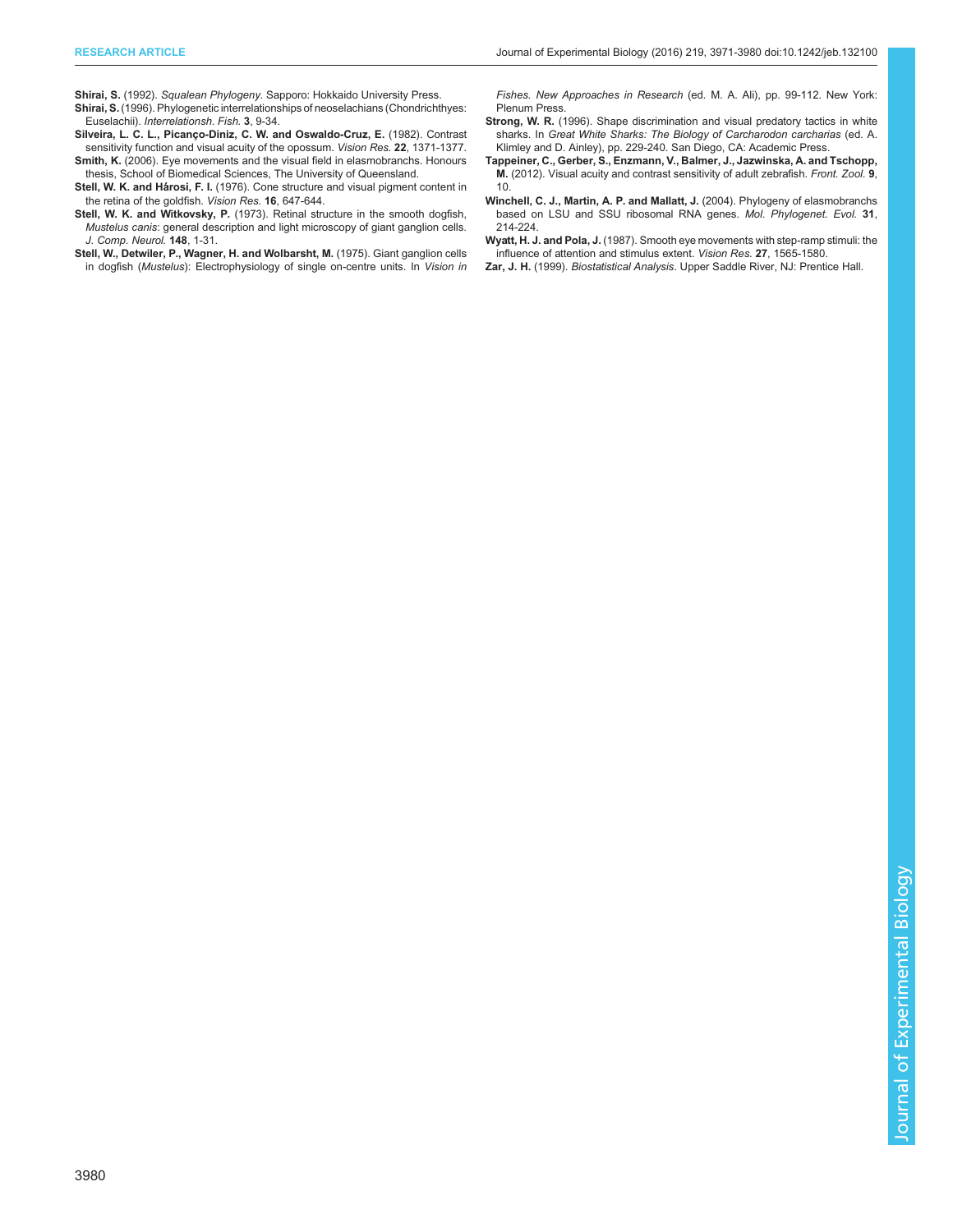**Shirai, S.** (1992). *Squalean Phylogeny*. Sapporo: Hokkaido University Press.

**Shirai, S.** (1996). Phylogenetic interrelationships of neoselachians (Chondrichthyes: Euselachii). *Interrelationsh. Fish.* **3**, 9-34.

**Silveira, L. C. L., Picanço-Diniz, C. W. and Oswaldo-Cruz, E.** (1982). Contrast sensitivity function and visual acuity of the opossum. *Vision Res.* **22**, 1371-1377.

**Smith, K.** (2006). Eye movements and the visual field in elasmobranchs. Honours thesis, School of Biomedical Sciences, The University of Queensland.

**Stell, W. K. and Hárosi, F. I.** (1976). Cone structure and visual pigment content in the retina of the goldfish. *Vision Res.* **16**, 647-644.

**Stell, W. K. and Witkovsky, P.** (1973). Retinal structure in the smooth dogfish, *Mustelus canis*: general description and light microscopy of giant ganglion cells. *J. Comp. Neurol.* **148**, 1-31.

**Stell, W., Detwiler, P., Wagner, H. and Wolbarsht, M.** (1975). Giant ganglion cells in dogfish (*Mustelus*): Electrophysiology of single on-centre units. In *Vision in Fishes. New Approaches in Research* (ed. M. A. Ali), pp. 99-112. New York: Plenum Press.

**Strong, W. R.** (1996). Shape discrimination and visual predatory tactics in white sharks. In *Great White Sharks: The Biology of Carcharodon carcharias* (ed. A. Klimley and D. Ainley), pp. 229-240. San Diego, CA: Academic Press.

**Tappeiner, C., Gerber, S., Enzmann, V., Balmer, J., Jazwinska, A. and Tschopp, M.** (2012). Visual acuity and contrast sensitivity of adult zebrafish. *Front. Zool.* **9**, 10.

**Winchell, C. J., Martin, A. P. and Mallatt, J.** (2004). Phylogeny of elasmobranchs based on LSU and SSU ribosomal RNA genes. *Mol. Phylogenet. Evol.* **31**, 214-224.

**Wyatt, H. J. and Pola, J.** (1987). Smooth eye movements with step-ramp stimuli: the influence of attention and stimulus extent. *Vision Res.* **27**, 1565-1580.

**Zar, J. H.** (1999). *Biostatistical Analysis*. Upper Saddle River, NJ: Prentice Hall.